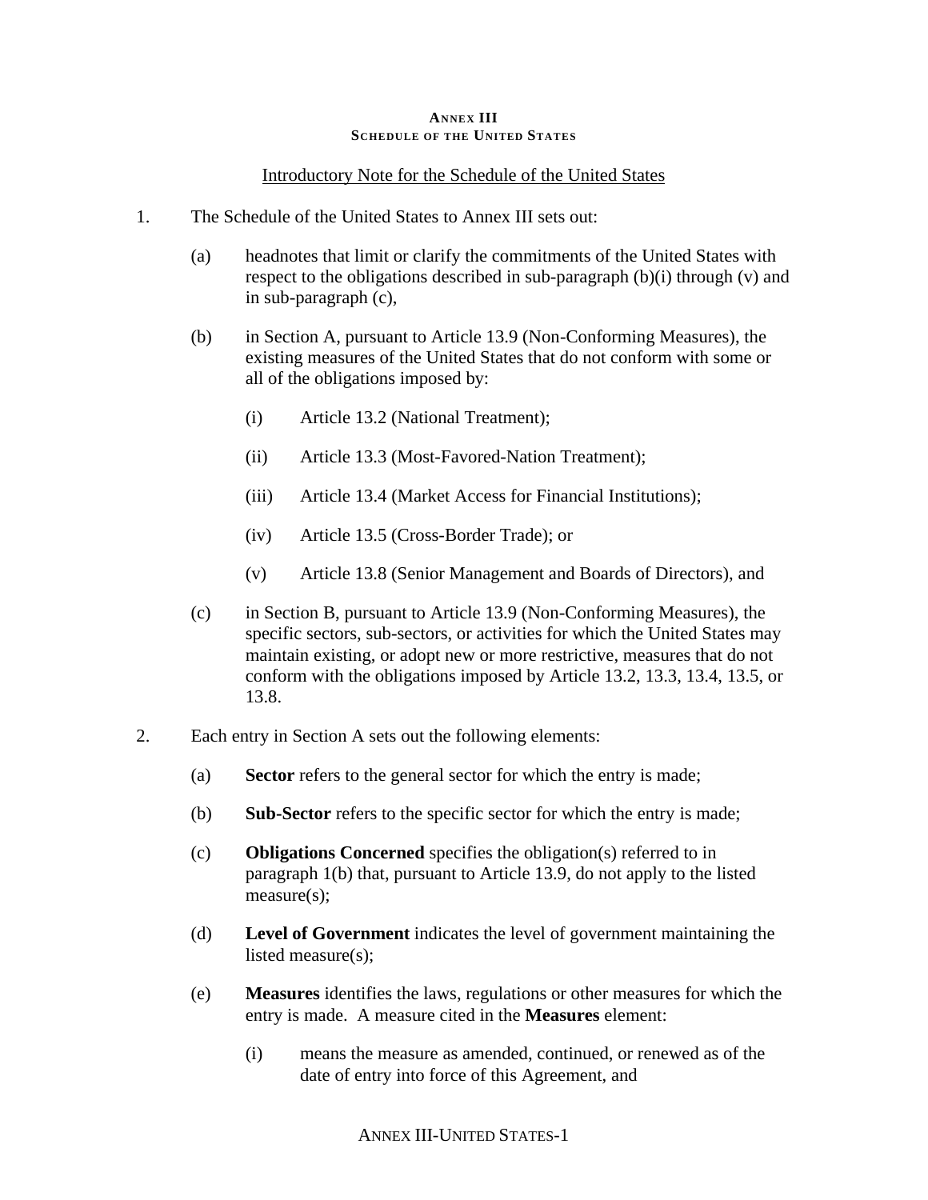# ANNEX III
## SCHEDULE OF THE UNITED STATES

Introductory Note for the Schedule of the United States

1. The Schedule of the United States to Annex III sets out:

   (a) headnotes that limit or clarify the commitments of the United States with respect to the obligations described in sub-paragraph (b)(i) through (v) and in sub-paragraph (c),

   (b) in Section A, pursuant to Article 13.9 (Non-Conforming Measures), the existing measures of the United States that do not conform with some or all of the obligations imposed by:

      (i) Article 13.2 (National Treatment);

      (ii) Article 13.3 (Most-Favored-Nation Treatment);

      (iii) Article 13.4 (Market Access for Financial Institutions);

      (iv) Article 13.5 (Cross-Border Trade); or

      (v) Article 13.8 (Senior Management and Boards of Directors), and

   (c) in Section B, pursuant to Article 13.9 (Non-Conforming Measures), the specific sectors, sub-sectors, or activities for which the United States may maintain existing, or adopt new or more restrictive, measures that do not conform with the obligations imposed by Article 13.2, 13.3, 13.4, 13.5, or 13.8.

2. Each entry in Section A sets out the following elements:

   (a) **Sector** refers to the general sector for which the entry is made;

   (b) **Sub-Sector** refers to the specific sector for which the entry is made;

   (c) **Obligations Concerned** specifies the obligation(s) referred to in paragraph 1(b) that, pursuant to Article 13.9, do not apply to the listed measure(s);

   (d) **Level of Government** indicates the level of government maintaining the listed measure(s);

   (e) **Measures** identifies the laws, regulations or other measures for which the entry is made. A measure cited in the **Measures** element:

      (i) means the measure as amended, continued, or renewed as of the date of entry into force of this Agreement, and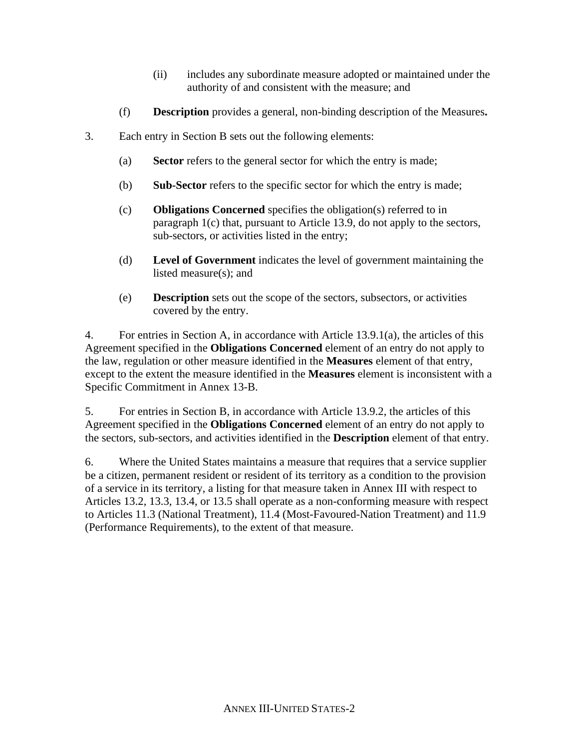(ii) includes any subordinate measure adopted or maintained under the authority of and consistent with the measure; and

(f) **Description** provides a general, non-binding description of the Measures**.**

3. Each entry in Section B sets out the following elements:

(a) **Sector** refers to the general sector for which the entry is made;

(b) **Sub-Sector** refers to the specific sector for which the entry is made;

(c) **Obligations Concerned** specifies the obligation(s) referred to in paragraph 1(c) that, pursuant to Article 13.9, do not apply to the sectors, sub-sectors, or activities listed in the entry;

(d) **Level of Government** indicates the level of government maintaining the listed measure(s); and

(e) **Description** sets out the scope of the sectors, subsectors, or activities covered by the entry.

4. For entries in Section A, in accordance with Article 13.9.1(a), the articles of this Agreement specified in the **Obligations Concerned** element of an entry do not apply to the law, regulation or other measure identified in the **Measures** element of that entry, except to the extent the measure identified in the **Measures** element is inconsistent with a Specific Commitment in Annex 13-B.

5. For entries in Section B, in accordance with Article 13.9.2, the articles of this Agreement specified in the **Obligations Concerned** element of an entry do not apply to the sectors, sub-sectors, and activities identified in the **Description** element of that entry.

6. Where the United States maintains a measure that requires that a service supplier be a citizen, permanent resident or resident of its territory as a condition to the provision of a service in its territory, a listing for that measure taken in Annex III with respect to Articles 13.2, 13.3, 13.4, or 13.5 shall operate as a non-conforming measure with respect to Articles 11.3 (National Treatment), 11.4 (Most-Favoured-Nation Treatment) and 11.9 (Performance Requirements), to the extent of that measure.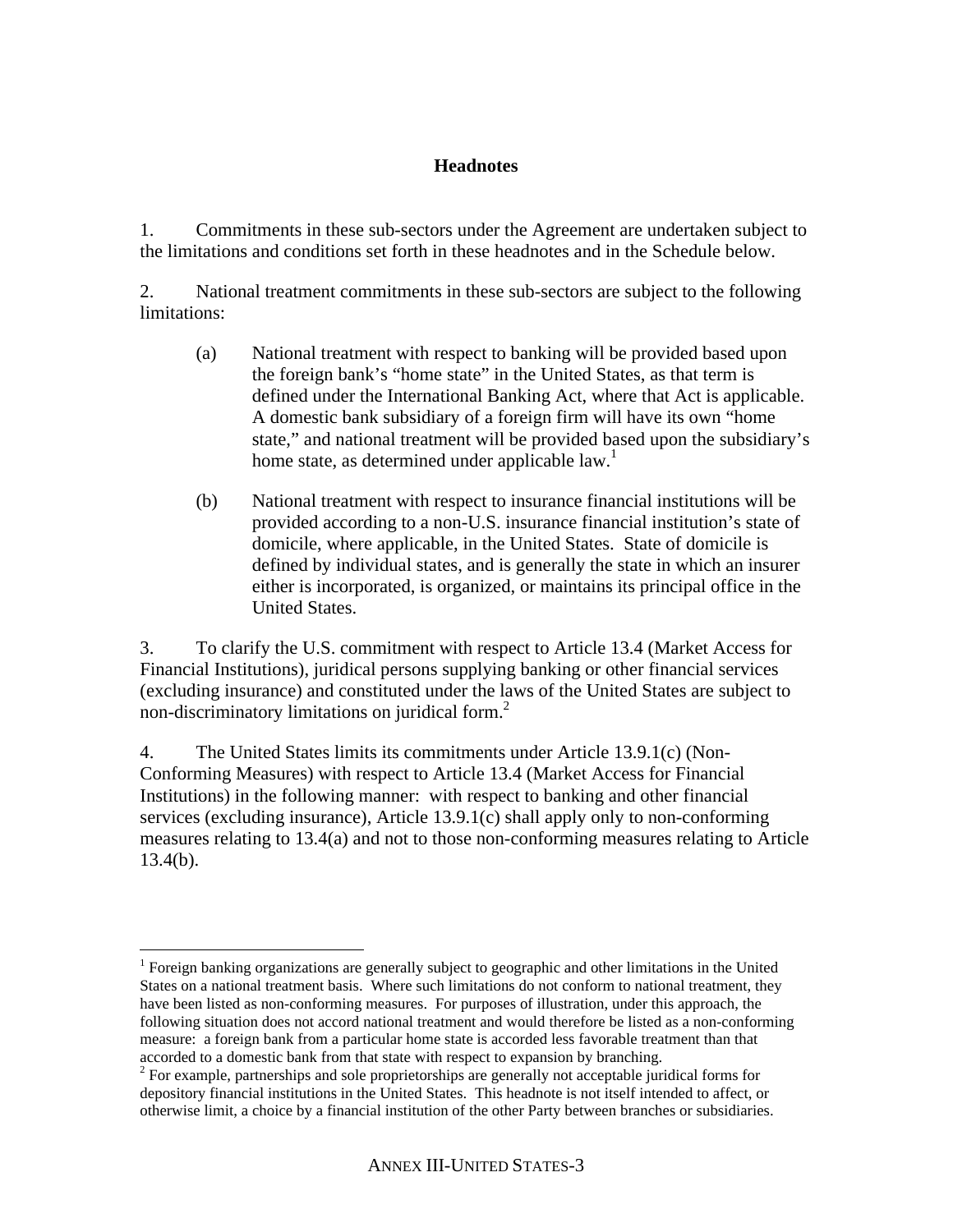## Headnotes

1. Commitments in these sub-sectors under the Agreement are undertaken subject to the limitations and conditions set forth in these headnotes and in the Schedule below.

2. National treatment commitments in these sub-sectors are subject to the following limitations:

   (a) National treatment with respect to banking will be provided based upon the foreign bank's "home state" in the United States, as that term is defined under the International Banking Act, where that Act is applicable. A domestic bank subsidiary of a foreign firm will have its own "home state," and national treatment will be provided based upon the subsidiary's home state, as determined under applicable law.[1]

   (b) National treatment with respect to insurance financial institutions will be provided according to a non-U.S. insurance financial institution's state of domicile, where applicable, in the United States. State of domicile is defined by individual states, and is generally the state in which an insurer either is incorporated, is organized, or maintains its principal office in the United States.

3. To clarify the U.S. commitment with respect to Article 13.4 (Market Access for Financial Institutions), juridical persons supplying banking or other financial services (excluding insurance) and constituted under the laws of the United States are subject to non-discriminatory limitations on juridical form.[2]

4. The United States limits its commitments under Article 13.9.1(c) (Non-Conforming Measures) with respect to Article 13.4 (Market Access for Financial Institutions) in the following manner: with respect to banking and other financial services (excluding insurance), Article 13.9.1(c) shall apply only to non-conforming measures relating to 13.4(a) and not to those non-conforming measures relating to Article 13.4(b).

---

[1] Foreign banking organizations are generally subject to geographic and other limitations in the United States on a national treatment basis. Where such limitations do not conform to national treatment, they have been listed as non-conforming measures. For purposes of illustration, under this approach, the following situation does not accord national treatment and would therefore be listed as a non-conforming measure: a foreign bank from a particular home state is accorded less favorable treatment than that accorded to a domestic bank from that state with respect to expansion by branching.

[2] For example, partnerships and sole proprietorships are generally not acceptable juridical forms for depository financial institutions in the United States. This headnote is not itself intended to affect, or otherwise limit, a choice by a financial institution of the other Party between branches or subsidiaries.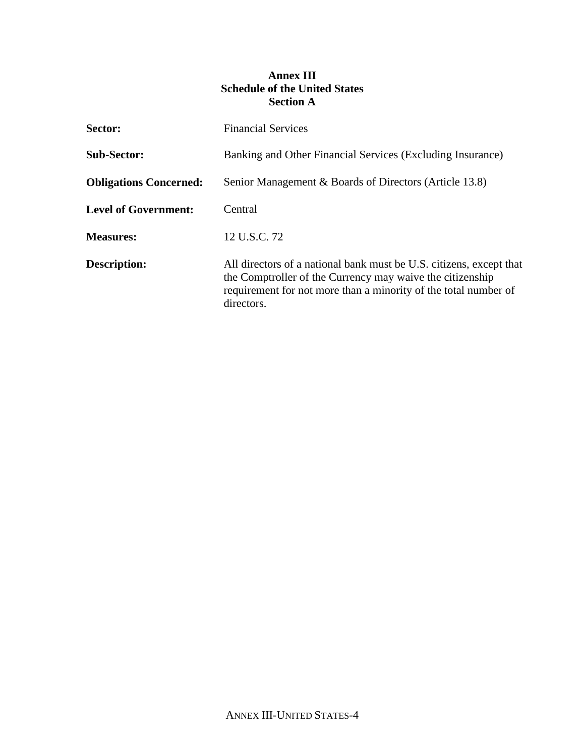**Annex III**
**Schedule of the United States**
**Section A**

**Sector:** Financial Services

**Sub-Sector:** Banking and Other Financial Services (Excluding Insurance)

**Obligations Concerned:** Senior Management & Boards of Directors (Article 13.8)

**Level of Government:** Central

**Measures:** 12 U.S.C. 72

**Description:** All directors of a national bank must be U.S. citizens, except that the Comptroller of the Currency may waive the citizenship requirement for not more than a minority of the total number of directors.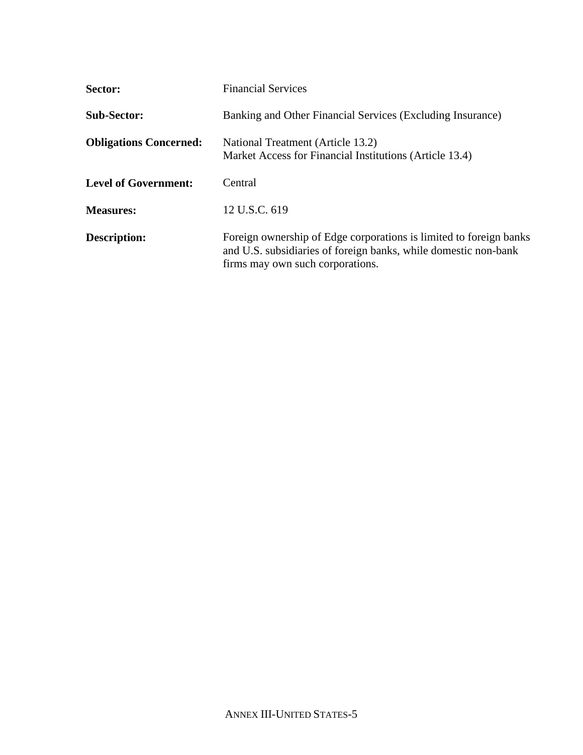**Sector:** Financial Services

**Sub-Sector:** Banking and Other Financial Services (Excluding Insurance)

**Obligations Concerned:** National Treatment (Article 13.2)
Market Access for Financial Institutions (Article 13.4)

**Level of Government:** Central

**Measures:** 12 U.S.C. 619

**Description:** Foreign ownership of Edge corporations is limited to foreign banks and U.S. subsidiaries of foreign banks, while domestic non-bank firms may own such corporations.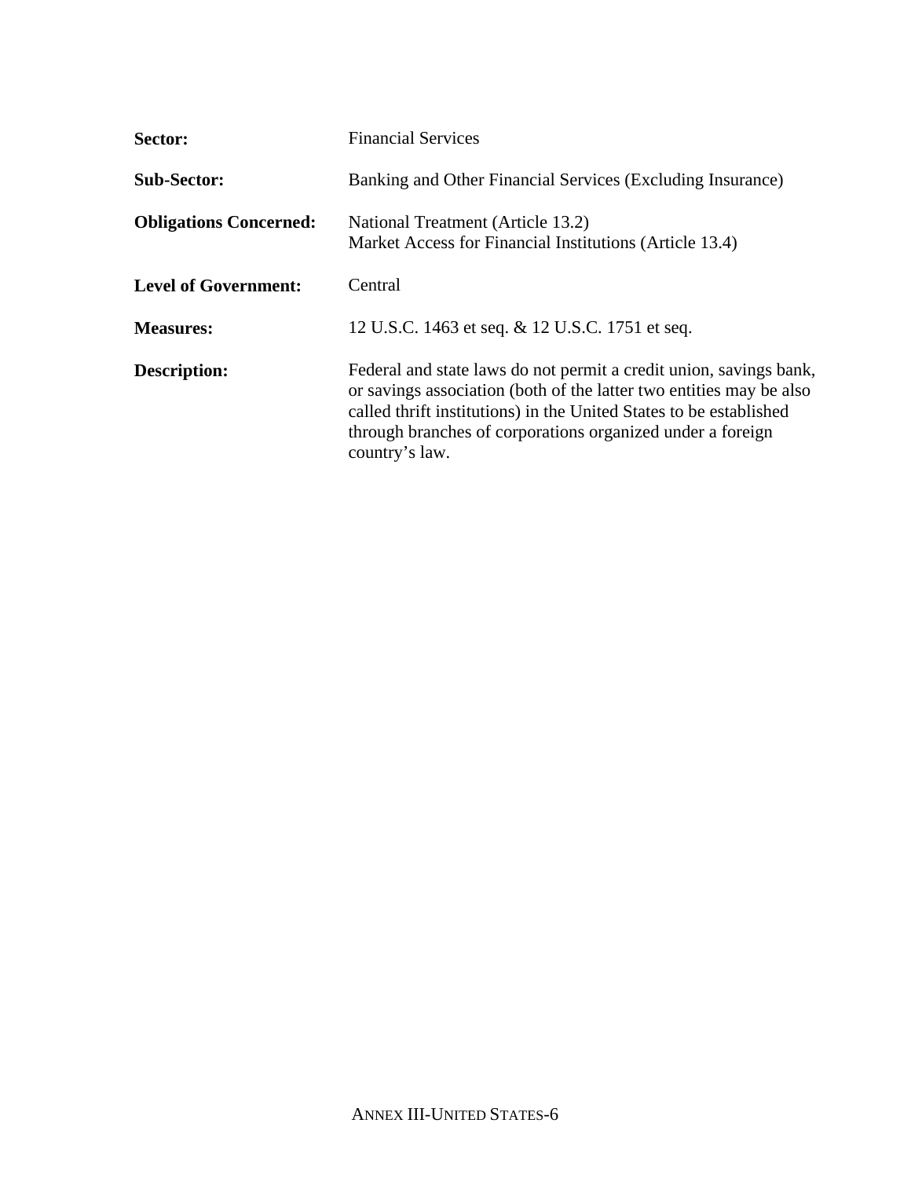**Sector:** Financial Services

**Sub-Sector:** Banking and Other Financial Services (Excluding Insurance)

**Obligations Concerned:** National Treatment (Article 13.2)
Market Access for Financial Institutions (Article 13.4)

**Level of Government:** Central

**Measures:** 12 U.S.C. 1463 et seq. & 12 U.S.C. 1751 et seq.

**Description:** Federal and state laws do not permit a credit union, savings bank, or savings association (both of the latter two entities may be also called thrift institutions) in the United States to be established through branches of corporations organized under a foreign country's law.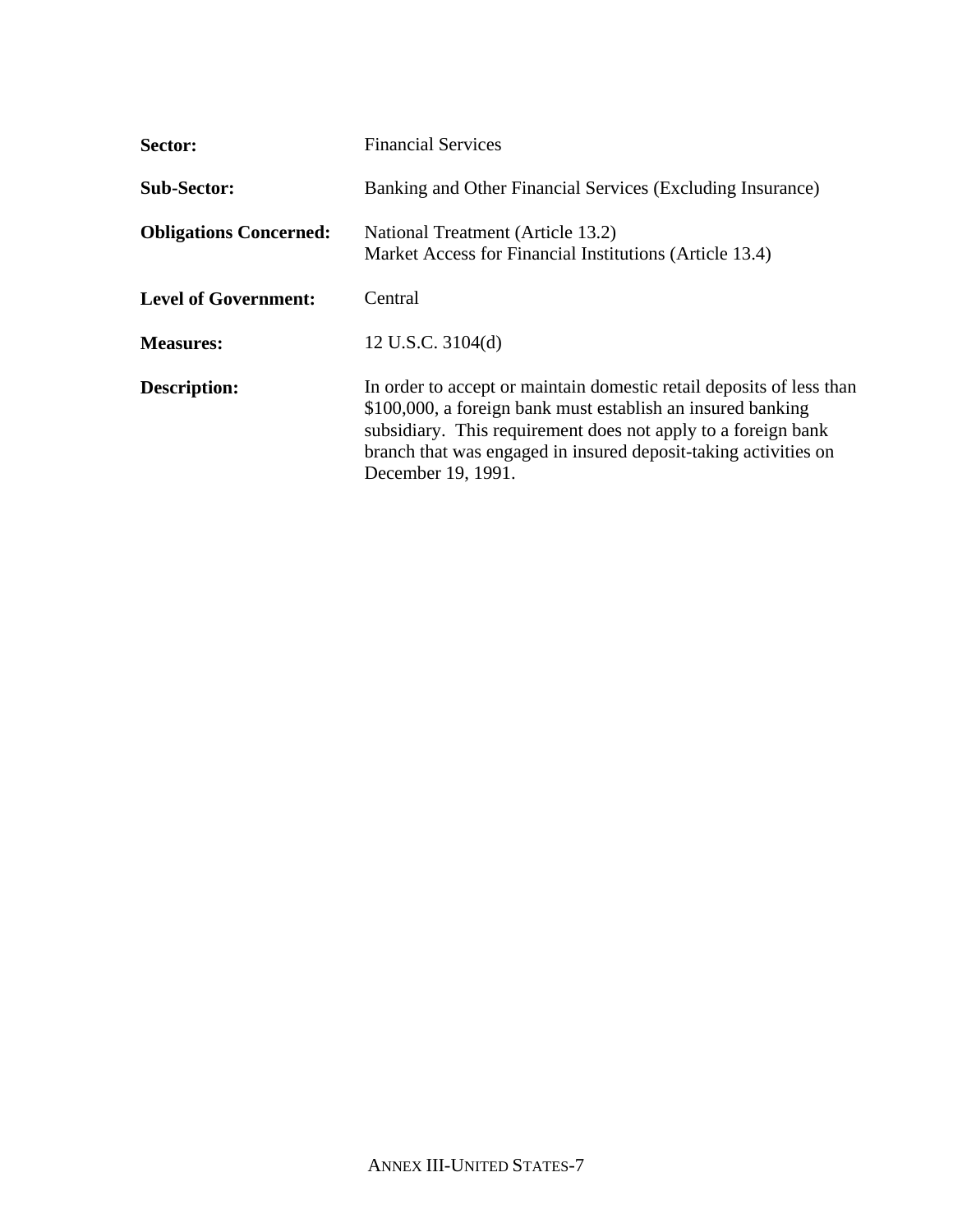| | |
|---|---|
| **Sector:** | Financial Services |
| **Sub-Sector:** | Banking and Other Financial Services (Excluding Insurance) |
| **Obligations Concerned:** | National Treatment (Article 13.2)<br>Market Access for Financial Institutions (Article 13.4) |
| **Level of Government:** | Central |
| **Measures:** | 12 U.S.C. 3104(d) |
| **Description:** | In order to accept or maintain domestic retail deposits of less than $100,000, a foreign bank must establish an insured banking subsidiary. This requirement does not apply to a foreign bank branch that was engaged in insured deposit-taking activities on December 19, 1991. |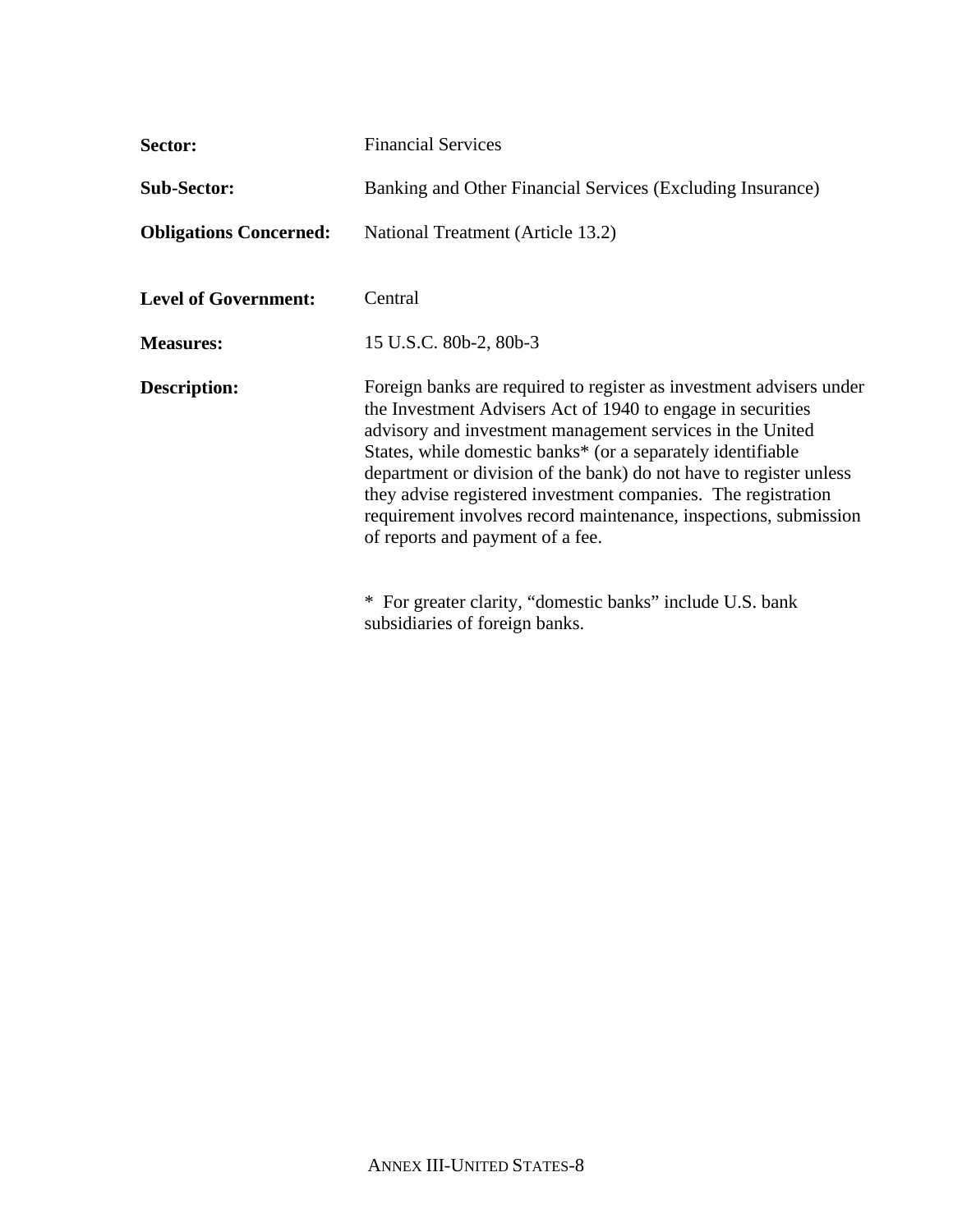**Sector:** Financial Services

**Sub-Sector:** Banking and Other Financial Services (Excluding Insurance)

**Obligations Concerned:** National Treatment (Article 13.2)

**Level of Government:** Central

**Measures:** 15 U.S.C. 80b-2, 80b-3

**Description:** Foreign banks are required to register as investment advisers under the Investment Advisers Act of 1940 to engage in securities advisory and investment management services in the United States, while domestic banks* (or a separately identifiable department or division of the bank) do not have to register unless they advise registered investment companies. The registration requirement involves record maintenance, inspections, submission of reports and payment of a fee.

* For greater clarity, "domestic banks" include U.S. bank subsidiaries of foreign banks.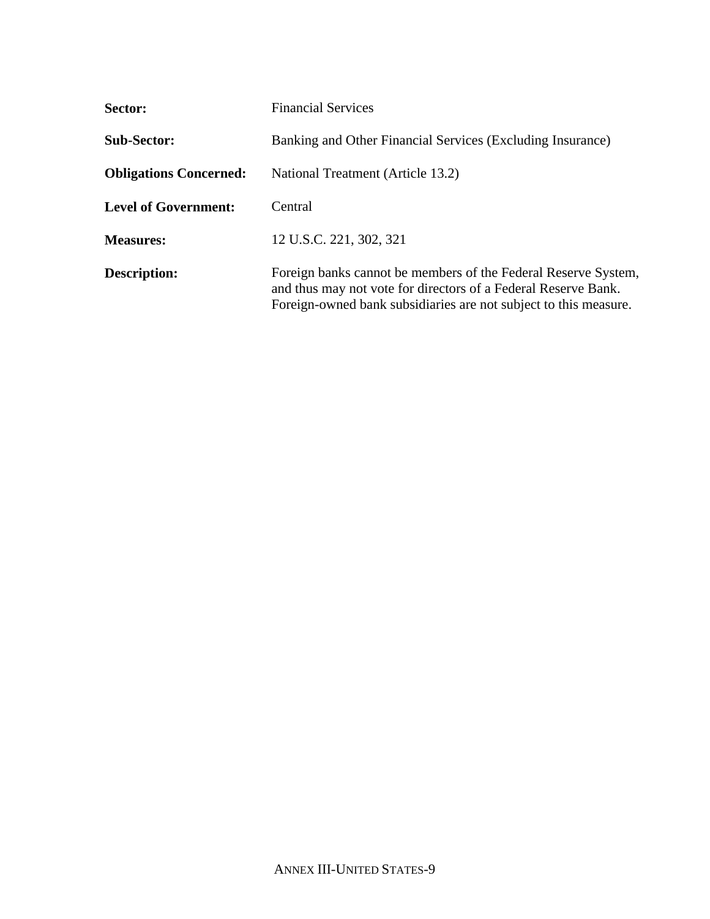**Sector:** Financial Services

**Sub-Sector:** Banking and Other Financial Services (Excluding Insurance)

**Obligations Concerned:** National Treatment (Article 13.2)

**Level of Government:** Central

**Measures:** 12 U.S.C. 221, 302, 321

**Description:** Foreign banks cannot be members of the Federal Reserve System, and thus may not vote for directors of a Federal Reserve Bank. Foreign-owned bank subsidiaries are not subject to this measure.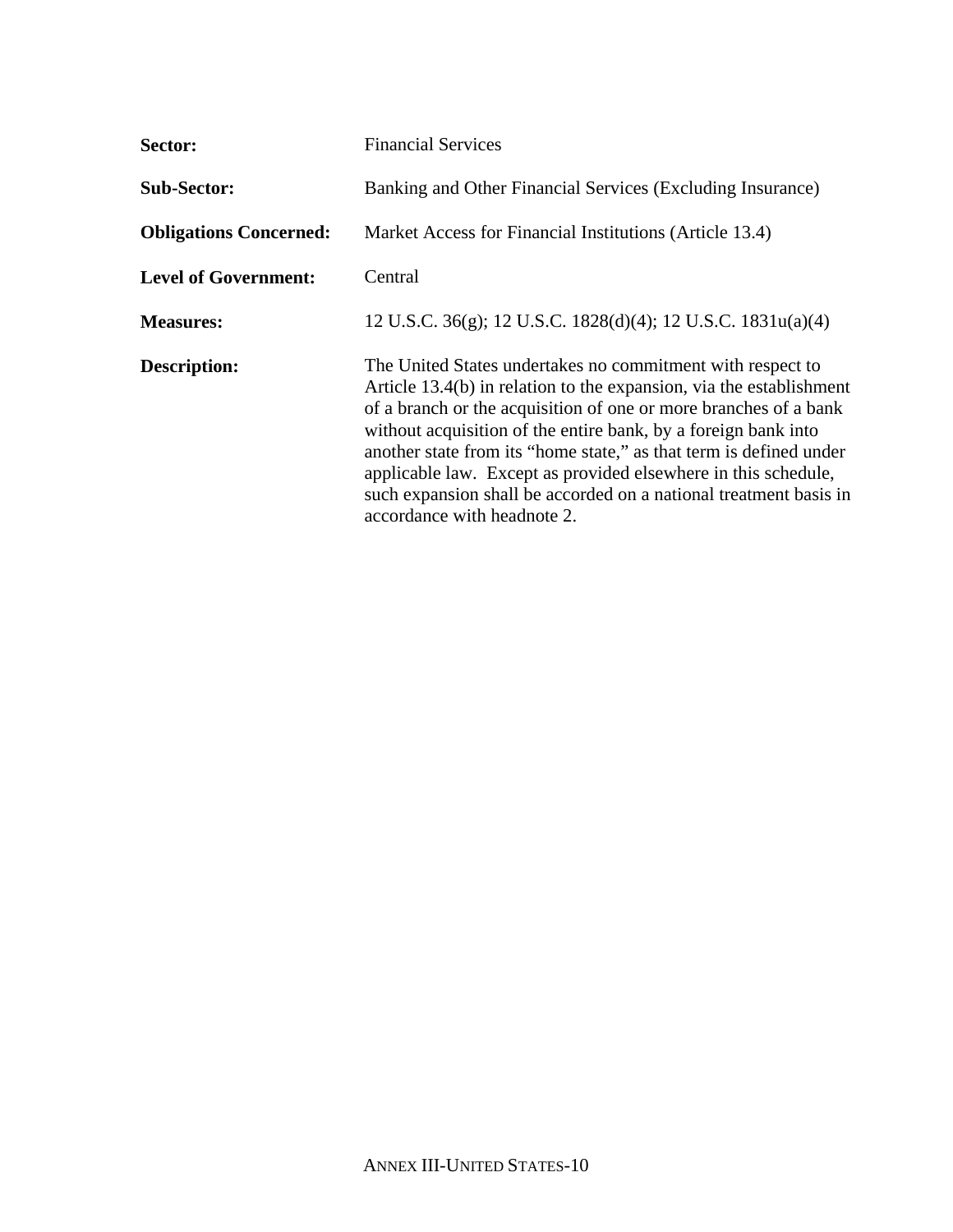**Sector:** Financial Services

**Sub-Sector:** Banking and Other Financial Services (Excluding Insurance)

**Obligations Concerned:** Market Access for Financial Institutions (Article 13.4)

**Level of Government:** Central

**Measures:** 12 U.S.C. 36(g); 12 U.S.C. 1828(d)(4); 12 U.S.C. 1831u(a)(4)

**Description:** The United States undertakes no commitment with respect to Article 13.4(b) in relation to the expansion, via the establishment of a branch or the acquisition of one or more branches of a bank without acquisition of the entire bank, by a foreign bank into another state from its "home state," as that term is defined under applicable law. Except as provided elsewhere in this schedule, such expansion shall be accorded on a national treatment basis in accordance with headnote 2.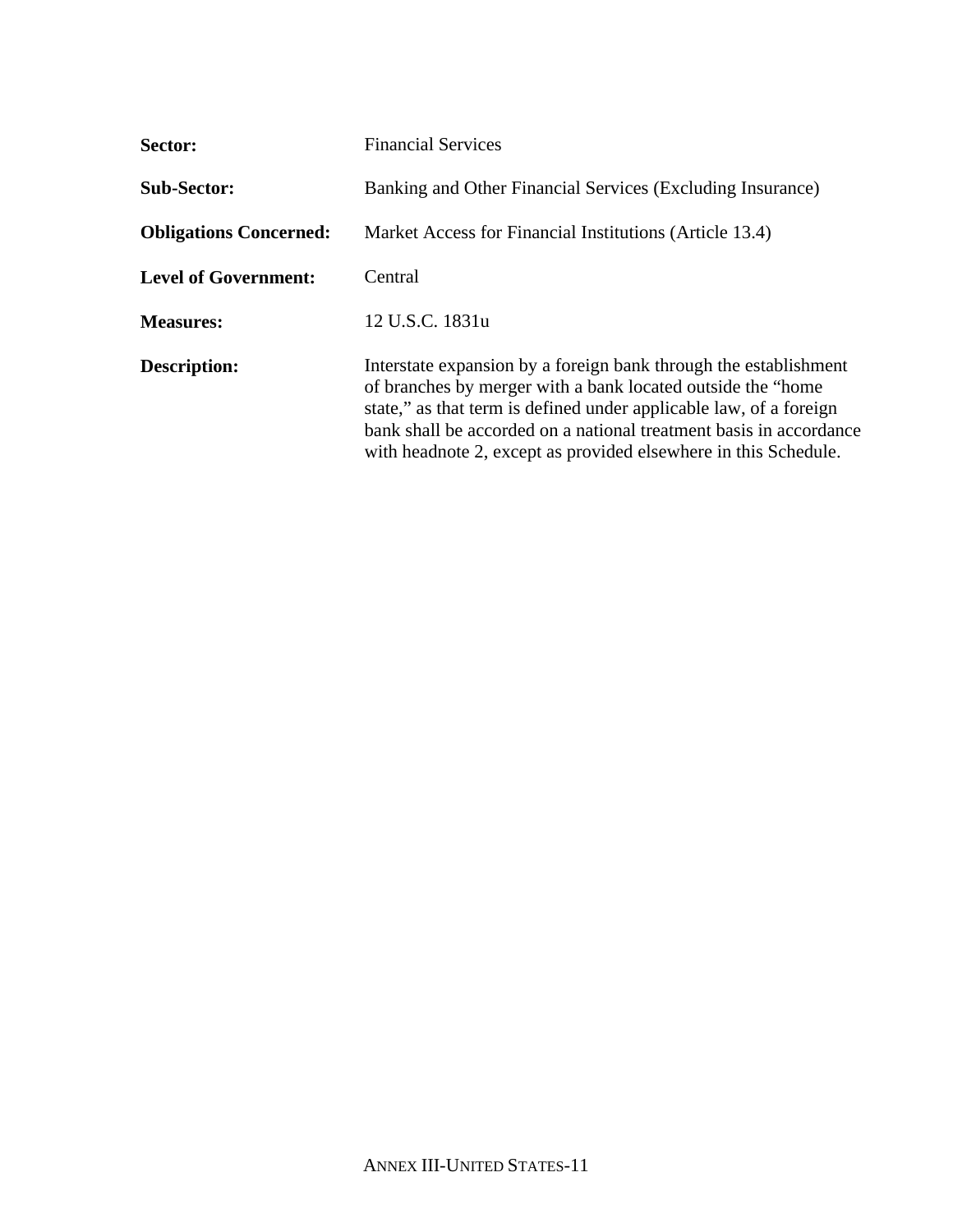**Sector:** Financial Services

**Sub-Sector:** Banking and Other Financial Services (Excluding Insurance)

**Obligations Concerned:** Market Access for Financial Institutions (Article 13.4)

**Level of Government:** Central

**Measures:** 12 U.S.C. 1831u

**Description:** Interstate expansion by a foreign bank through the establishment of branches by merger with a bank located outside the "home state," as that term is defined under applicable law, of a foreign bank shall be accorded on a national treatment basis in accordance with headnote 2, except as provided elsewhere in this Schedule.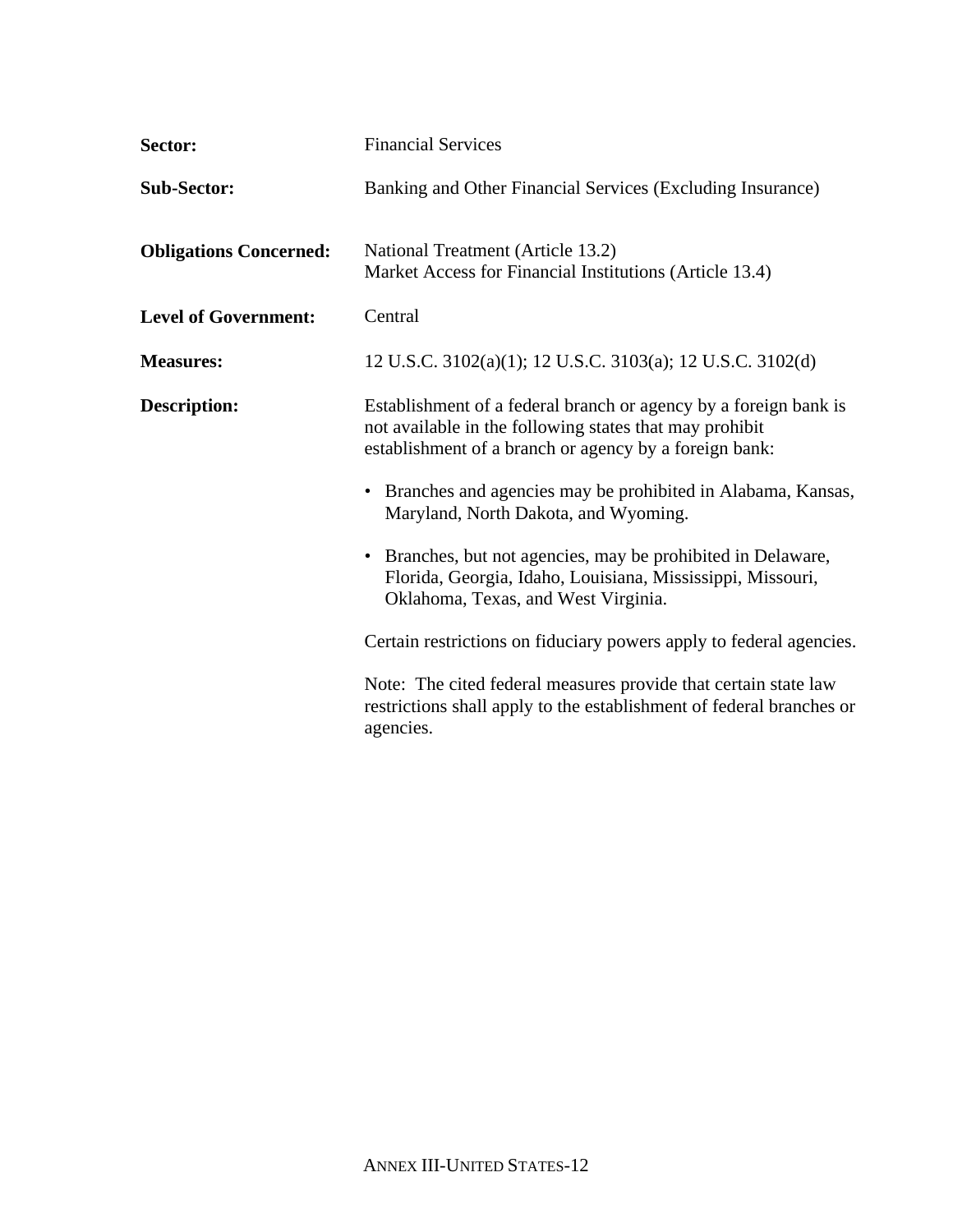**Sector:** Financial Services

**Sub-Sector:** Banking and Other Financial Services (Excluding Insurance)

**Obligations Concerned:** National Treatment (Article 13.2)
Market Access for Financial Institutions (Article 13.4)

**Level of Government:** Central

**Measures:** 12 U.S.C. 3102(a)(1); 12 U.S.C. 3103(a); 12 U.S.C. 3102(d)

**Description:** Establishment of a federal branch or agency by a foreign bank is not available in the following states that may prohibit establishment of a branch or agency by a foreign bank:

- Branches and agencies may be prohibited in Alabama, Kansas, Maryland, North Dakota, and Wyoming.
- Branches, but not agencies, may be prohibited in Delaware, Florida, Georgia, Idaho, Louisiana, Mississippi, Missouri, Oklahoma, Texas, and West Virginia.

Certain restrictions on fiduciary powers apply to federal agencies.

Note: The cited federal measures provide that certain state law restrictions shall apply to the establishment of federal branches or agencies.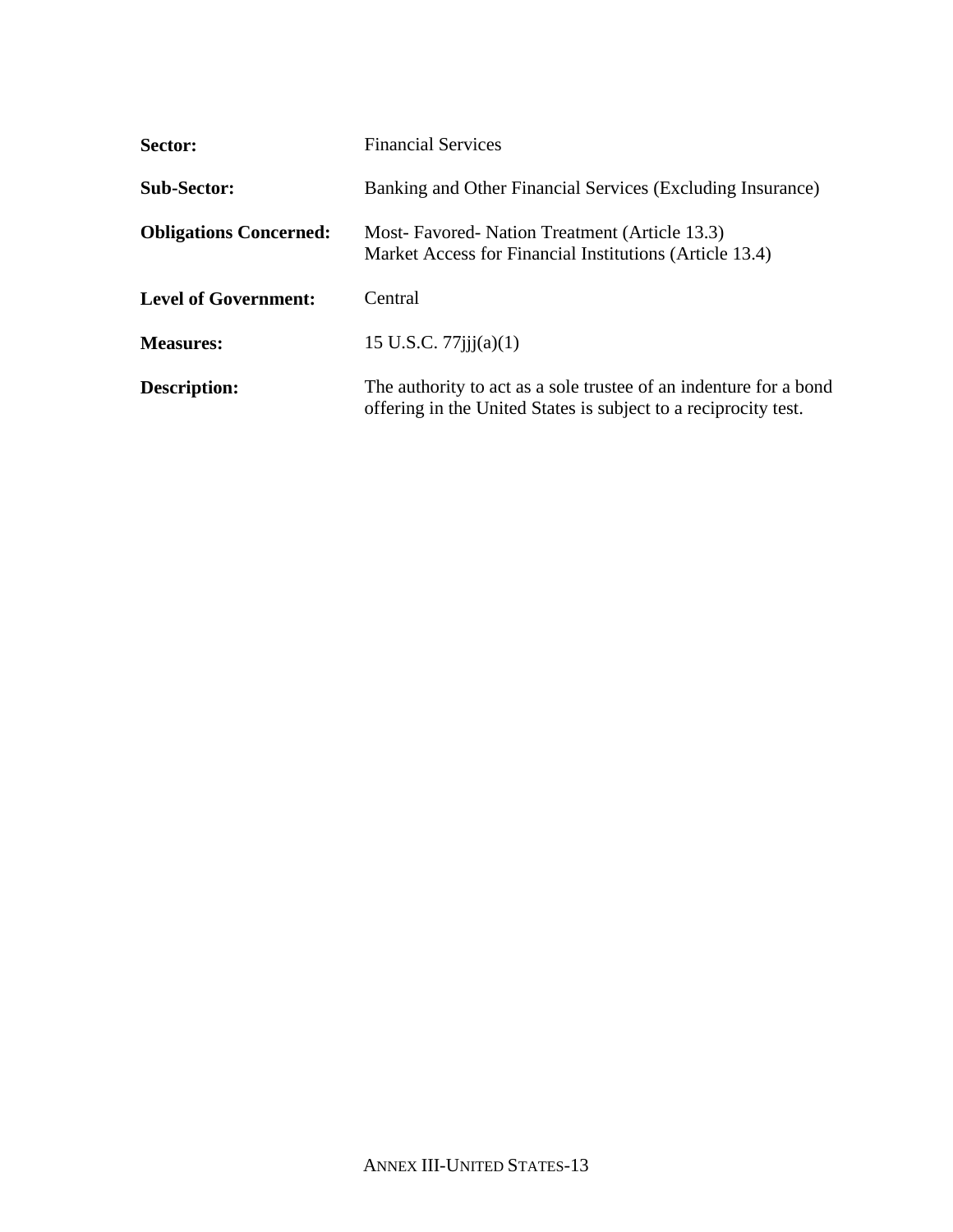**Sector:** Financial Services

**Sub-Sector:** Banking and Other Financial Services (Excluding Insurance)

**Obligations Concerned:** Most- Favored- Nation Treatment (Article 13.3)
Market Access for Financial Institutions (Article 13.4)

**Level of Government:** Central

**Measures:** 15 U.S.C. 77jjj(a)(1)

**Description:** The authority to act as a sole trustee of an indenture for a bond offering in the United States is subject to a reciprocity test.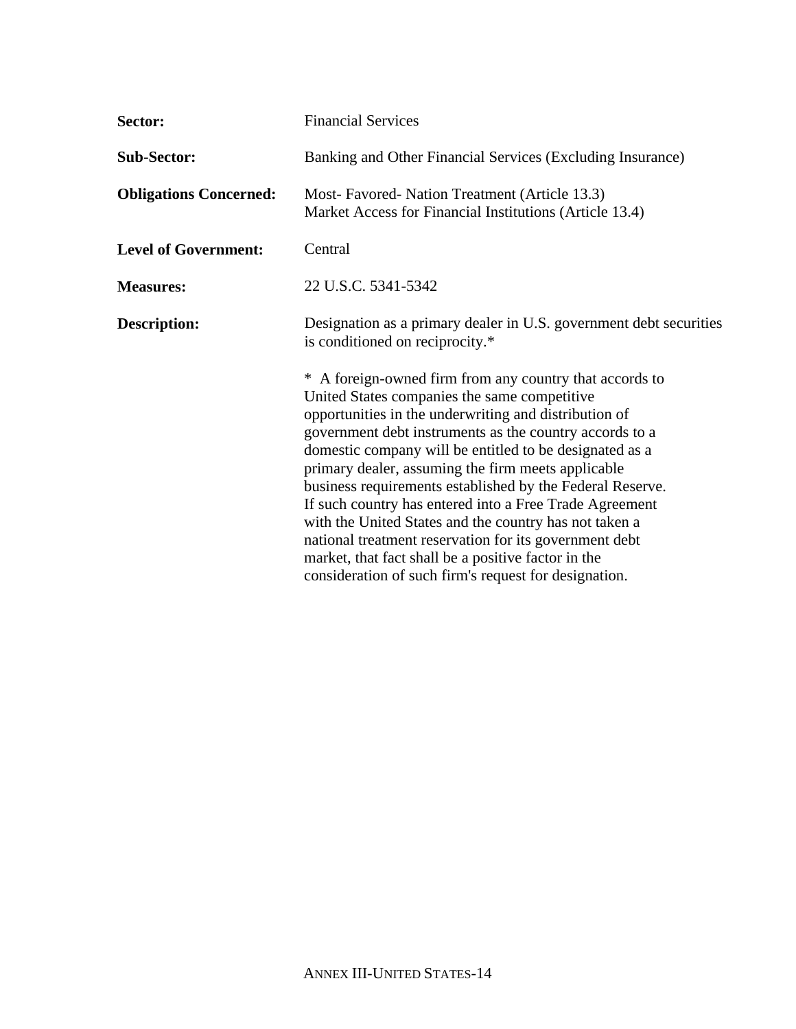| | |
|---|---|
| **Sector:** | Financial Services |
| **Sub-Sector:** | Banking and Other Financial Services (Excluding Insurance) |
| **Obligations Concerned:** | Most- Favored- Nation Treatment (Article 13.3)<br>Market Access for Financial Institutions (Article 13.4) |
| **Level of Government:** | Central |
| **Measures:** | 22 U.S.C. 5341-5342 |
| **Description:** | Designation as a primary dealer in U.S. government debt securities is conditioned on reciprocity.*<br><br>* A foreign-owned firm from any country that accords to United States companies the same competitive opportunities in the underwriting and distribution of government debt instruments as the country accords to a domestic company will be entitled to be designated as a primary dealer, assuming the firm meets applicable business requirements established by the Federal Reserve. If such country has entered into a Free Trade Agreement with the United States and the country has not taken a national treatment reservation for its government debt market, that fact shall be a positive factor in the consideration of such firm's request for designation. |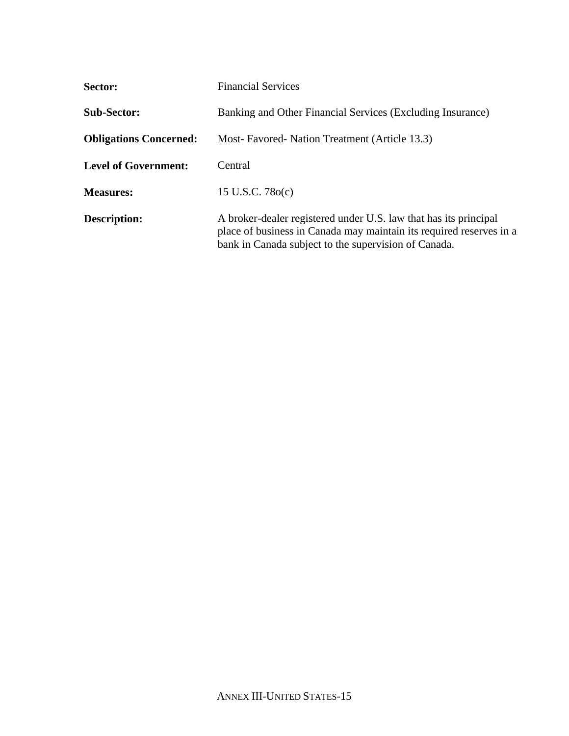**Sector:** Financial Services

**Sub-Sector:** Banking and Other Financial Services (Excluding Insurance)

**Obligations Concerned:** Most- Favored- Nation Treatment (Article 13.3)

**Level of Government:** Central

**Measures:** 15 U.S.C. 78o(c)

**Description:** A broker-dealer registered under U.S. law that has its principal place of business in Canada may maintain its required reserves in a bank in Canada subject to the supervision of Canada.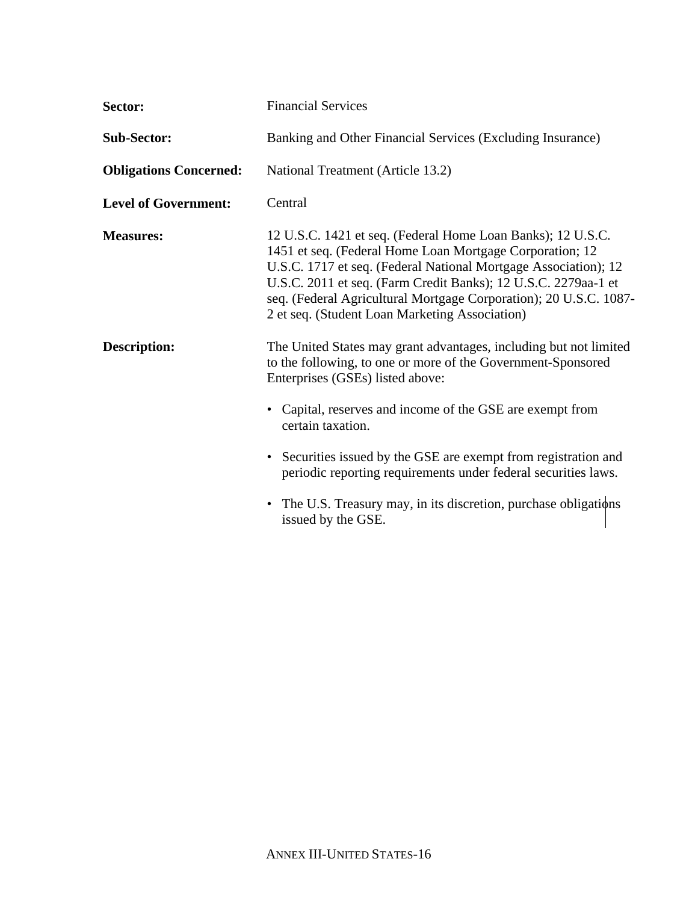**Sector:** Financial Services

**Sub-Sector:** Banking and Other Financial Services (Excluding Insurance)

**Obligations Concerned:** National Treatment (Article 13.2)

**Level of Government:** Central

**Measures:** 12 U.S.C. 1421 et seq. (Federal Home Loan Banks); 12 U.S.C. 1451 et seq. (Federal Home Loan Mortgage Corporation; 12 U.S.C. 1717 et seq. (Federal National Mortgage Association); 12 U.S.C. 2011 et seq. (Farm Credit Banks); 12 U.S.C. 2279aa-1 et seq. (Federal Agricultural Mortgage Corporation); 20 U.S.C. 1087-2 et seq. (Student Loan Marketing Association)

**Description:** The United States may grant advantages, including but not limited to the following, to one or more of the Government-Sponsored Enterprises (GSEs) listed above:

- Capital, reserves and income of the GSE are exempt from certain taxation.
- Securities issued by the GSE are exempt from registration and periodic reporting requirements under federal securities laws.
- The U.S. Treasury may, in its discretion, purchase obligations issued by the GSE.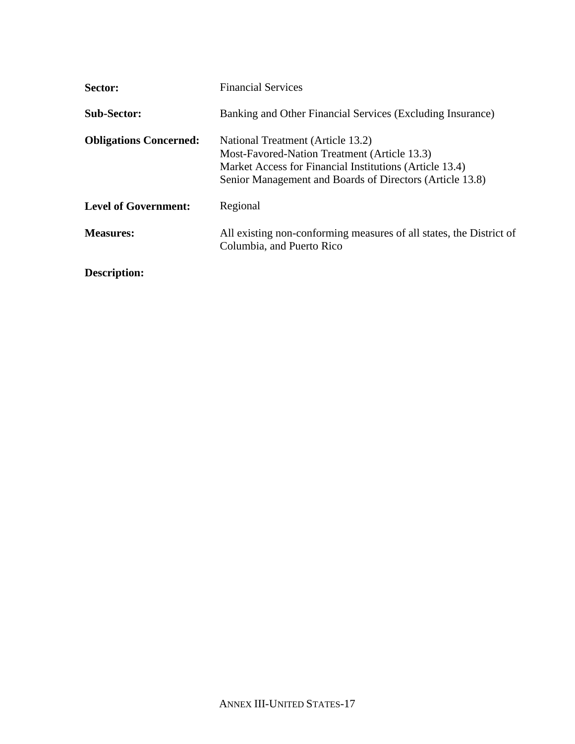**Sector:** Financial Services

**Sub-Sector:** Banking and Other Financial Services (Excluding Insurance)

**Obligations Concerned:** National Treatment (Article 13.2)
Most-Favored-Nation Treatment (Article 13.3)
Market Access for Financial Institutions (Article 13.4)
Senior Management and Boards of Directors (Article 13.8)

**Level of Government:** Regional

**Measures:** All existing non-conforming measures of all states, the District of Columbia, and Puerto Rico

**Description:**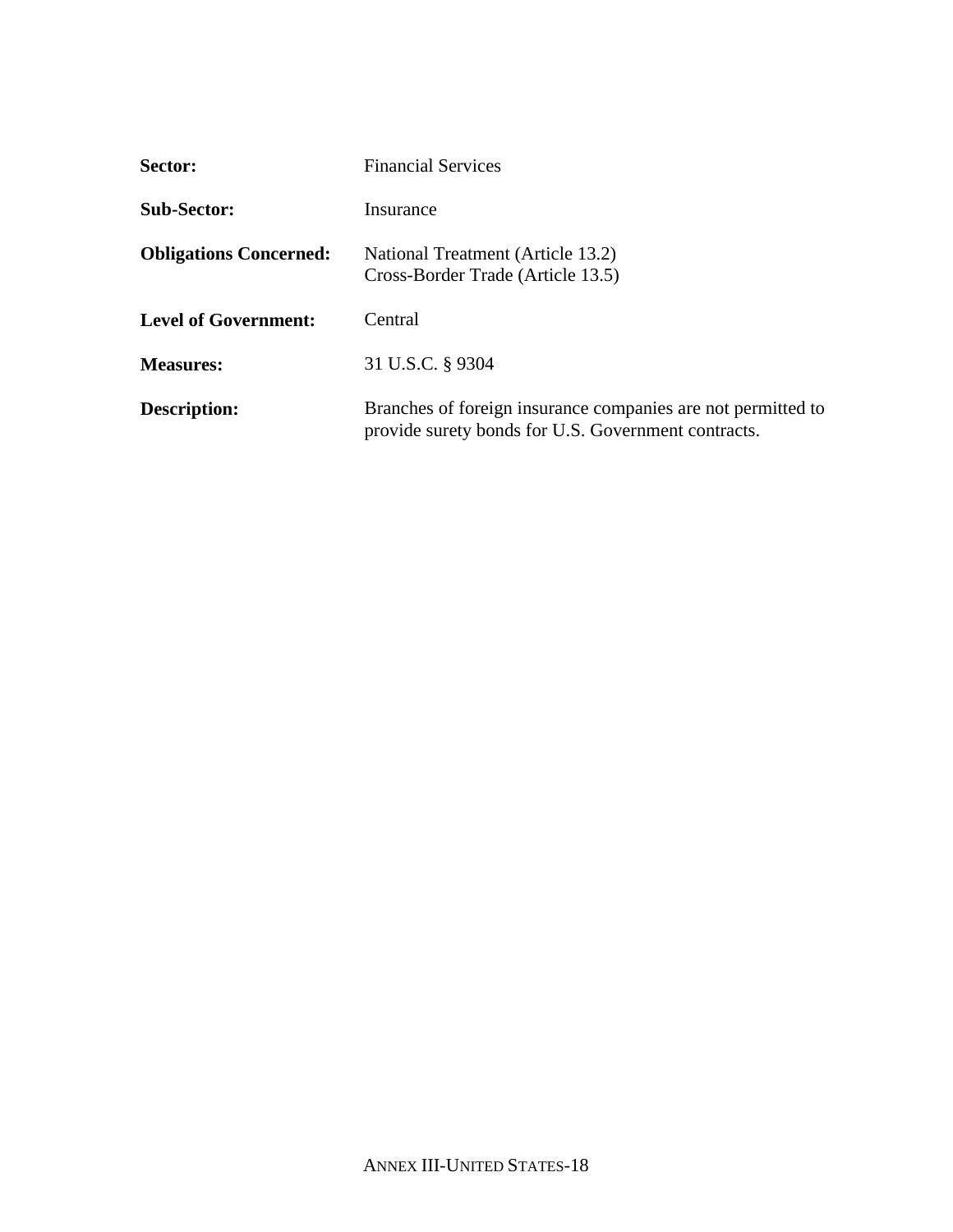**Sector:** Financial Services

**Sub-Sector:** Insurance

**Obligations Concerned:** National Treatment (Article 13.2)
Cross-Border Trade (Article 13.5)

**Level of Government:** Central

**Measures:** 31 U.S.C. § 9304

**Description:** Branches of foreign insurance companies are not permitted to provide surety bonds for U.S. Government contracts.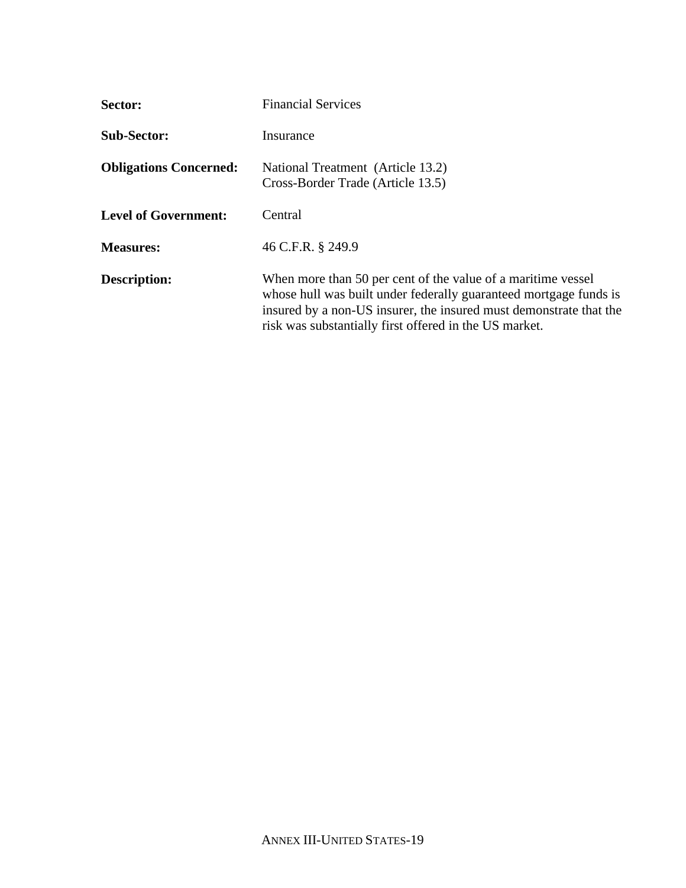**Sector:** Financial Services

**Sub-Sector:** Insurance

**Obligations Concerned:** National Treatment (Article 13.2)
Cross-Border Trade (Article 13.5)

**Level of Government:** Central

**Measures:** 46 C.F.R. § 249.9

**Description:** When more than 50 per cent of the value of a maritime vessel whose hull was built under federally guaranteed mortgage funds is insured by a non-US insurer, the insured must demonstrate that the risk was substantially first offered in the US market.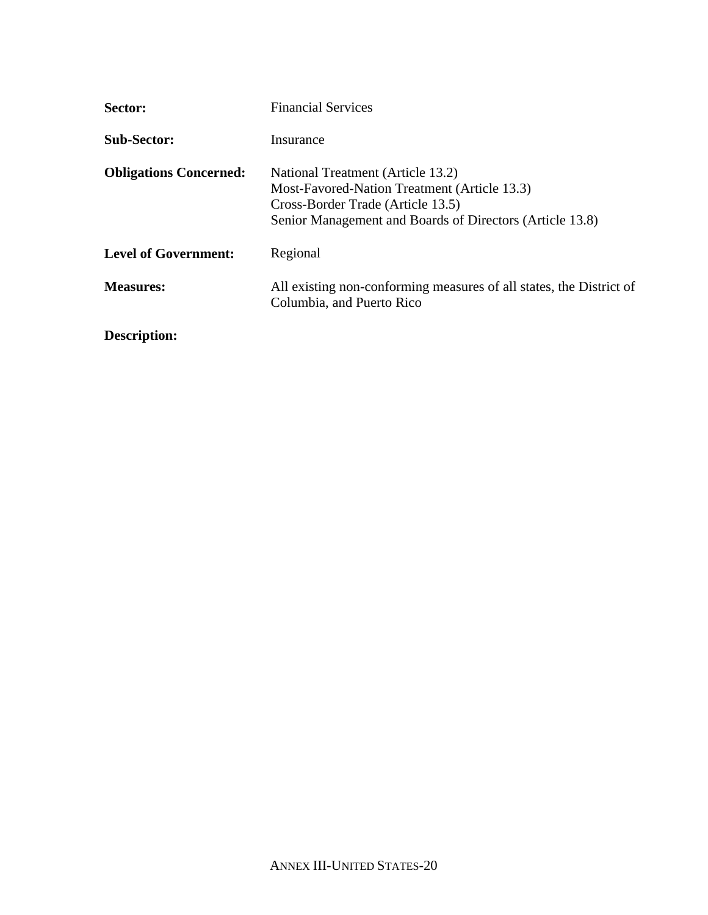**Sector:** Financial Services

**Sub-Sector:** Insurance

**Obligations Concerned:** National Treatment (Article 13.2)
Most-Favored-Nation Treatment (Article 13.3)
Cross-Border Trade (Article 13.5)
Senior Management and Boards of Directors (Article 13.8)

**Level of Government:** Regional

**Measures:** All existing non-conforming measures of all states, the District of Columbia, and Puerto Rico

**Description:**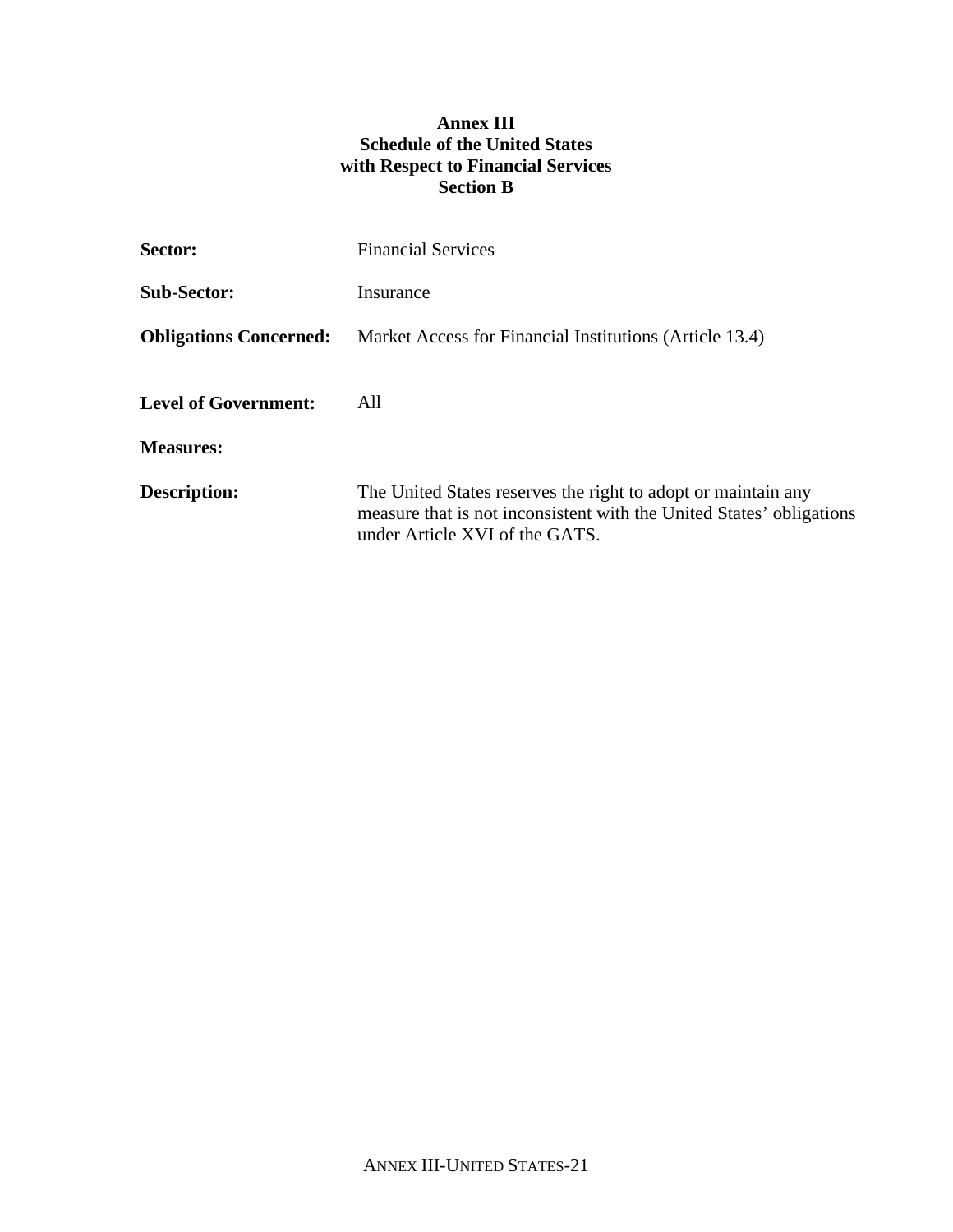**Annex III**
**Schedule of the United States**
**with Respect to Financial Services**
**Section B**

| | |
|---|---|
| **Sector:** | Financial Services |
| **Sub-Sector:** | Insurance |
| **Obligations Concerned:** | Market Access for Financial Institutions (Article 13.4) |
| **Level of Government:** | All |
| **Measures:** | |
| **Description:** | The United States reserves the right to adopt or maintain any measure that is not inconsistent with the United States' obligations under Article XVI of the GATS. |